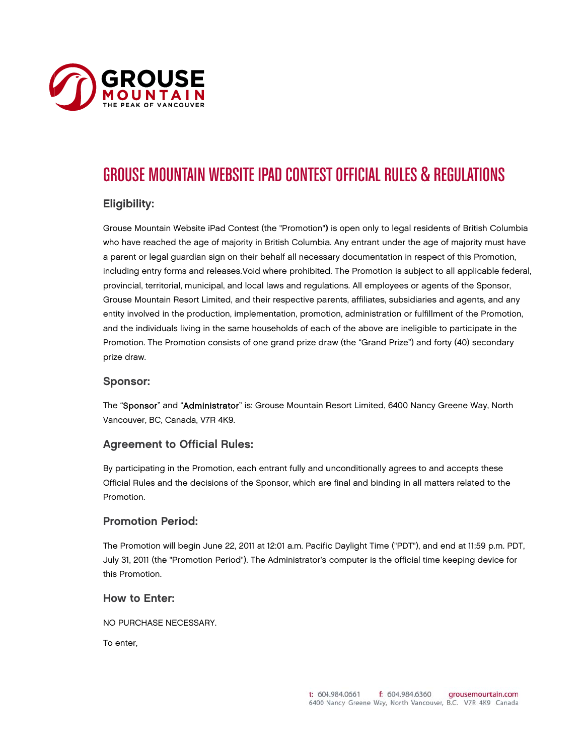# GROUSE MOUNTAIN WEBSITE IPAD CONTEST OFFICIAL RULES & REGULATIONS

## Eligibility:

Grouse Mountain Website iPad Contest (the "Promotion") is open only to legal residents of British Columbia who have reached the age of majority in British Columbia. Any entrant under the age of majority must have a parent or legal guardian sign on their behalf all necessary documentation in respect of this Promotion, including entry forms and releases.Void where prohibited. The Promotion is subject to all applicable federal, provincial, territorial, municipal, and local laws and regulations. All employees or agents of the Sponsor, Grouse Mountain Resort Limited, and their respective parents, affiliates, subsidiaries and agents, and any entity involved in the production, implementation, promotion, administration or fulfillment of the Promotion, and the individuals living in the same households of each of the above are ineligible to participate in the Promotion. The Promotion consists of one grand prize draw (the "Grand Prize") and forty (40) secondary prize draw.

## Sponsor:

The "**Sponsor**" and "**Administrator**" is: Grouse Mountain Resort Limited, 6400 Nancy Greene Way, North Vancouver, BC, Canada, V7R 4K9.

## Agreement to Official Rules:

By participating in the Promotion, each entrant fully and unconditionally agrees to and accepts these Official Rules and the decisions of the Sponsor, which are final and binding in all matters related to the Promotion.

## Promotion Period:

The Promotion will begin June 22, 2011 at 12:01 a.m. Pacific Daylight Time ("PDT"), and end at 11:59 p.m. PDT, July 31, 2011 (the "Promotion Period"). The Administrator's computer is the official time keeping device for this Promotion.

## How to Enter:

NO PURCHASE NECESSARY.

To enter,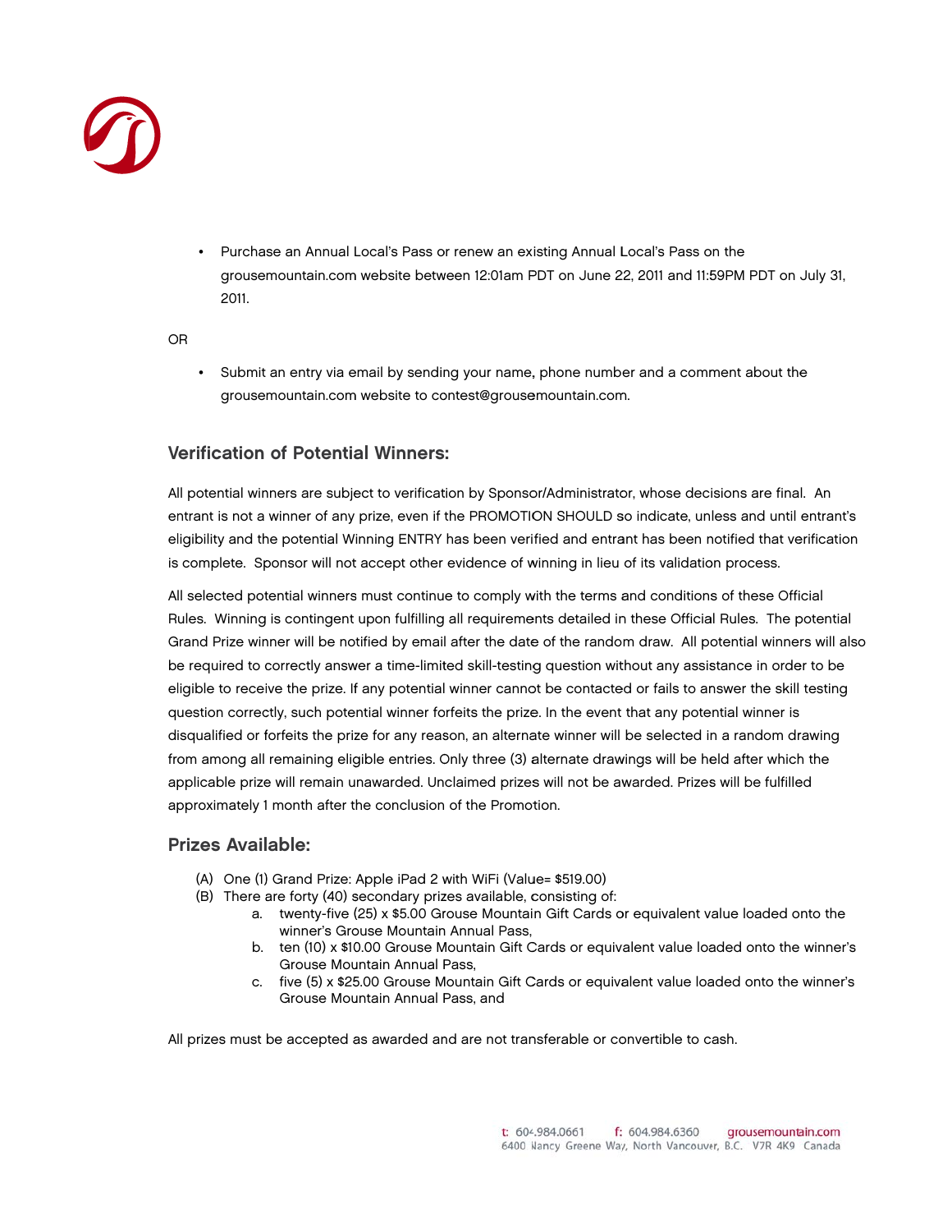- Purchase an Annual Local's Pass or renew an existing Annual Local's Pass on the grousemountain.com website between 12:01am PDT on June 22, 2011 and 11:59PM PDT on July 31, 2011.

OR

- Submit an entry via email by sending your name, phone number and a comment about the grousemountain.com website to contest@grousemountain.com.

## Verification of Potential Winners:

All potential winners are subject to verification by Sponsor/Administrator, whose decisions are final. An entrant is not a winner of any prize, even if the PROMOTION SHOULD so indicate, unless and until entrant's eligibility and the potential Winning ENTRY has been verified and entrant has been notified that verification is complete. Sponsor will not accept other evidence of winning in lieu of its validation process.

All selected potential winners must continue to comply with the terms and conditions of these Official Rules. Winning is contingent upon fulfilling all requirements detailed in these Official Rules. The potential Grand Prize winner will be notified by email after the date of the random draw. All potential winners will also be required to correctly answer a time-limited skill-testing question without any assistance in order to be eligible to receive the prize. If any potential winner cannot be contacted or fails to answer the skill testing question correctly, such potential winner forfeits the prize. In the event that any potential winner is disqualified or forfeits the prize for any reason, an alternate winner will be selected in a random drawing from among all remaining eligible entries. Only three (3) alternate drawings will be held after which the applicable prize will remain unawarded. Unclaimed prizes will not be awarded. Prizes will be fulfilled approximately 1 month after the conclusion of the Promotion.

## Prizes Available:

(A) One (1) Grand Prize: Apple iPad 2 with WiFi (Value= $519.00)

(B) There are forty (40) secondary prizes available, consisting of:

   a. twenty-five (25) x $5.00 Grouse Mountain Gift Cards or equivalent value loaded onto the winner's Grouse Mountain Annual Pass,
   b. ten (10) x $10.00 Grouse Mountain Gift Cards or equivalent value loaded onto the winner's Grouse Mountain Annual Pass,
   c. five (5) x $25.00 Grouse Mountain Gift Cards or equivalent value loaded onto the winner's Grouse Mountain Annual Pass, and

All prizes must be accepted as awarded and are not transferable or convertible to cash.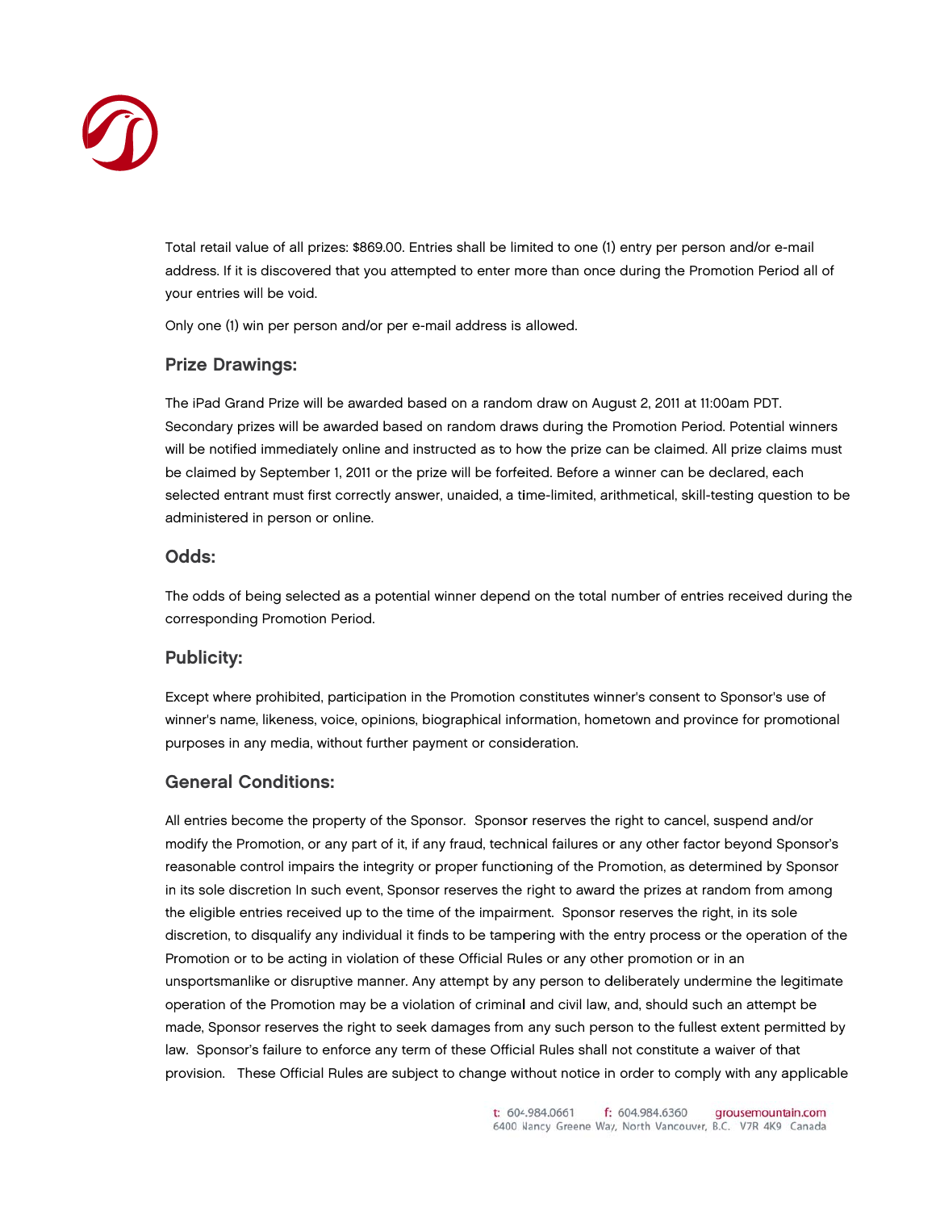Total retail value of all prizes: $869.00. Entries shall be limited to one (1) entry per person and/or e-mail address. If it is discovered that you attempted to enter more than once during the Promotion Period all of your entries will be void.

Only one (1) win per person and/or per e-mail address is allowed.

### Prize Drawings:

The iPad Grand Prize will be awarded based on a random draw on August 2, 2011 at 11:00am PDT. Secondary prizes will be awarded based on random draws during the Promotion Period. Potential winners will be notified immediately online and instructed as to how the prize can be claimed. All prize claims must be claimed by September 1, 2011 or the prize will be forfeited. Before a winner can be declared, each selected entrant must first correctly answer, unaided, a time-limited, arithmetical, skill-testing question to be administered in person or online.

### Odds:

The odds of being selected as a potential winner depend on the total number of entries received during the corresponding Promotion Period.

### Publicity:

Except where prohibited, participation in the Promotion constitutes winner's consent to Sponsor's use of winner's name, likeness, voice, opinions, biographical information, hometown and province for promotional purposes in any media, without further payment or consideration.

### General Conditions:

All entries become the property of the Sponsor. Sponsor reserves the right to cancel, suspend and/or modify the Promotion, or any part of it, if any fraud, technical failures or any other factor beyond Sponsor's reasonable control impairs the integrity or proper functioning of the Promotion, as determined by Sponsor in its sole discretion In such event, Sponsor reserves the right to award the prizes at random from among the eligible entries received up to the time of the impairment. Sponsor reserves the right, in its sole discretion, to disqualify any individual it finds to be tampering with the entry process or the operation of the Promotion or to be acting in violation of these Official Rules or any other promotion or in an unsportsmanlike or disruptive manner. Any attempt by any person to deliberately undermine the legitimate operation of the Promotion may be a violation of criminal and civil law, and, should such an attempt be made, Sponsor reserves the right to seek damages from any such person to the fullest extent permitted by law. Sponsor's failure to enforce any term of these Official Rules shall not constitute a waiver of that provision. These Official Rules are subject to change without notice in order to comply with any applicable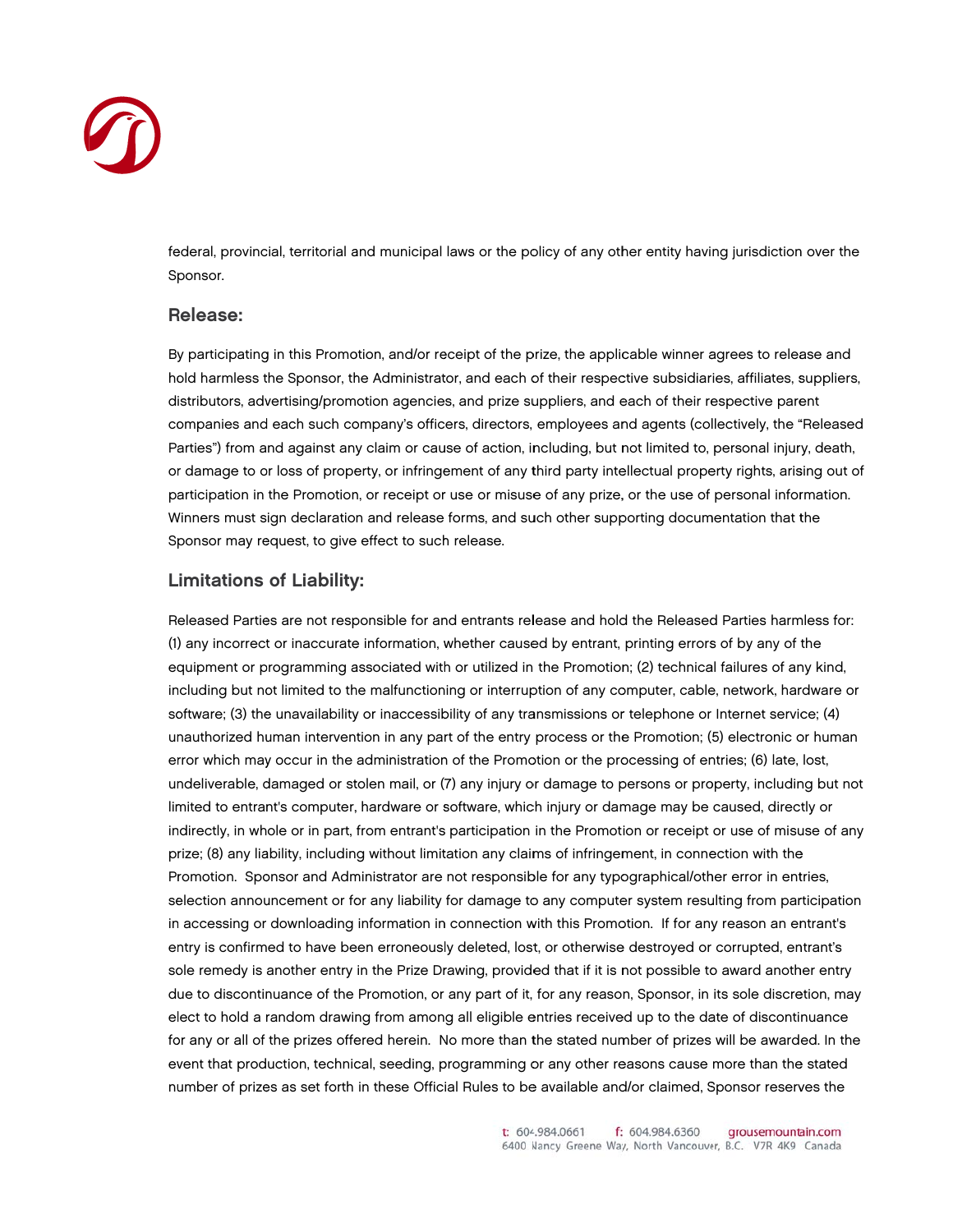federal, provincial, territorial and municipal laws or the policy of any other entity having jurisdiction over the Sponsor.

## Release:

By participating in this Promotion, and/or receipt of the prize, the applicable winner agrees to release and hold harmless the Sponsor, the Administrator, and each of their respective subsidiaries, affiliates, suppliers, distributors, advertising/promotion agencies, and prize suppliers, and each of their respective parent companies and each such company's officers, directors, employees and agents (collectively, the "Released Parties") from and against any claim or cause of action, including, but not limited to, personal injury, death, or damage to or loss of property, or infringement of any third party intellectual property rights, arising out of participation in the Promotion, or receipt or use or misuse of any prize, or the use of personal information. Winners must sign declaration and release forms, and such other supporting documentation that the Sponsor may request, to give effect to such release.

## Limitations of Liability:

Released Parties are not responsible for and entrants release and hold the Released Parties harmless for: (1) any incorrect or inaccurate information, whether caused by entrant, printing errors of by any of the equipment or programming associated with or utilized in the Promotion; (2) technical failures of any kind, including but not limited to the malfunctioning or interruption of any computer, cable, network, hardware or software; (3) the unavailability or inaccessibility of any transmissions or telephone or Internet service; (4) unauthorized human intervention in any part of the entry process or the Promotion; (5) electronic or human error which may occur in the administration of the Promotion or the processing of entries; (6) late, lost, undeliverable, damaged or stolen mail, or (7) any injury or damage to persons or property, including but not limited to entrant's computer, hardware or software, which injury or damage may be caused, directly or indirectly, in whole or in part, from entrant's participation in the Promotion or receipt or use of misuse of any prize; (8) any liability, including without limitation any claims of infringement, in connection with the Promotion. Sponsor and Administrator are not responsible for any typographical/other error in entries, selection announcement or for any liability for damage to any computer system resulting from participation in accessing or downloading information in connection with this Promotion. If for any reason an entrant's entry is confirmed to have been erroneously deleted, lost, or otherwise destroyed or corrupted, entrant's sole remedy is another entry in the Prize Drawing, provided that if it is not possible to award another entry due to discontinuance of the Promotion, or any part of it, for any reason, Sponsor, in its sole discretion, may elect to hold a random drawing from among all eligible entries received up to the date of discontinuance for any or all of the prizes offered herein. No more than the stated number of prizes will be awarded. In the event that production, technical, seeding, programming or any other reasons cause more than the stated number of prizes as set forth in these Official Rules to be available and/or claimed, Sponsor reserves the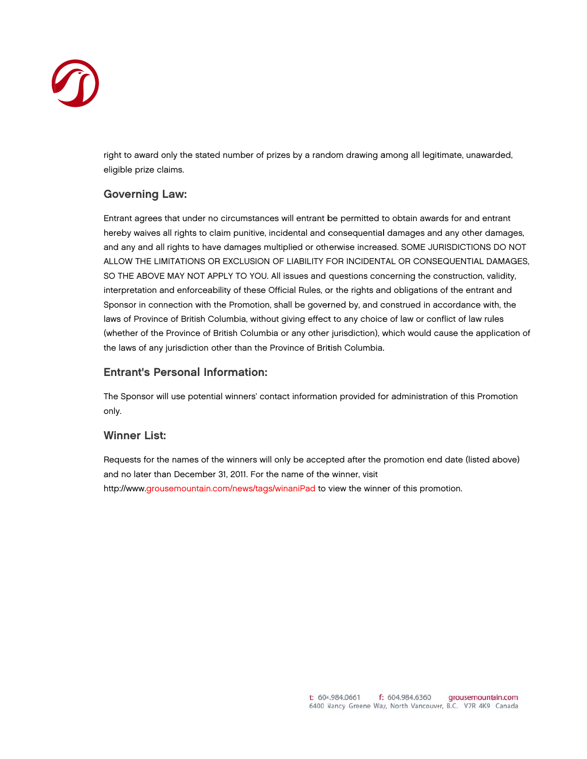right to award only the stated number of prizes by a random drawing among all legitimate, unawarded, eligible prize claims.

## Governing Law:

Entrant agrees that under no circumstances will entrant be permitted to obtain awards for and entrant hereby waives all rights to claim punitive, incidental and consequential damages and any other damages, and any and all rights to have damages multiplied or otherwise increased. SOME JURISDICTIONS DO NOT ALLOW THE LIMITATIONS OR EXCLUSION OF LIABILITY FOR INCIDENTAL OR CONSEQUENTIAL DAMAGES, SO THE ABOVE MAY NOT APPLY TO YOU. All issues and questions concerning the construction, validity, interpretation and enforceability of these Official Rules, or the rights and obligations of the entrant and Sponsor in connection with the Promotion, shall be governed by, and construed in accordance with, the laws of Province of British Columbia, without giving effect to any choice of law or conflict of law rules (whether of the Province of British Columbia or any other jurisdiction), which would cause the application of the laws of any jurisdiction other than the Province of British Columbia.

## Entrant's Personal Information:

The Sponsor will use potential winners' contact information provided for administration of this Promotion only.

## Winner List:

Requests for the names of the winners will only be accepted after the promotion end date (listed above) and no later than December 31, 2011. For the name of the winner, visit http://www.grousemountain.com/news/tags/winaniPad to view the winner of this promotion.

t: 604.984.0661 f: 604.984.6360 grousemountain.com
6400 Nancy Greene Way, North Vancouver, B.C. V7R 4K9 Canada